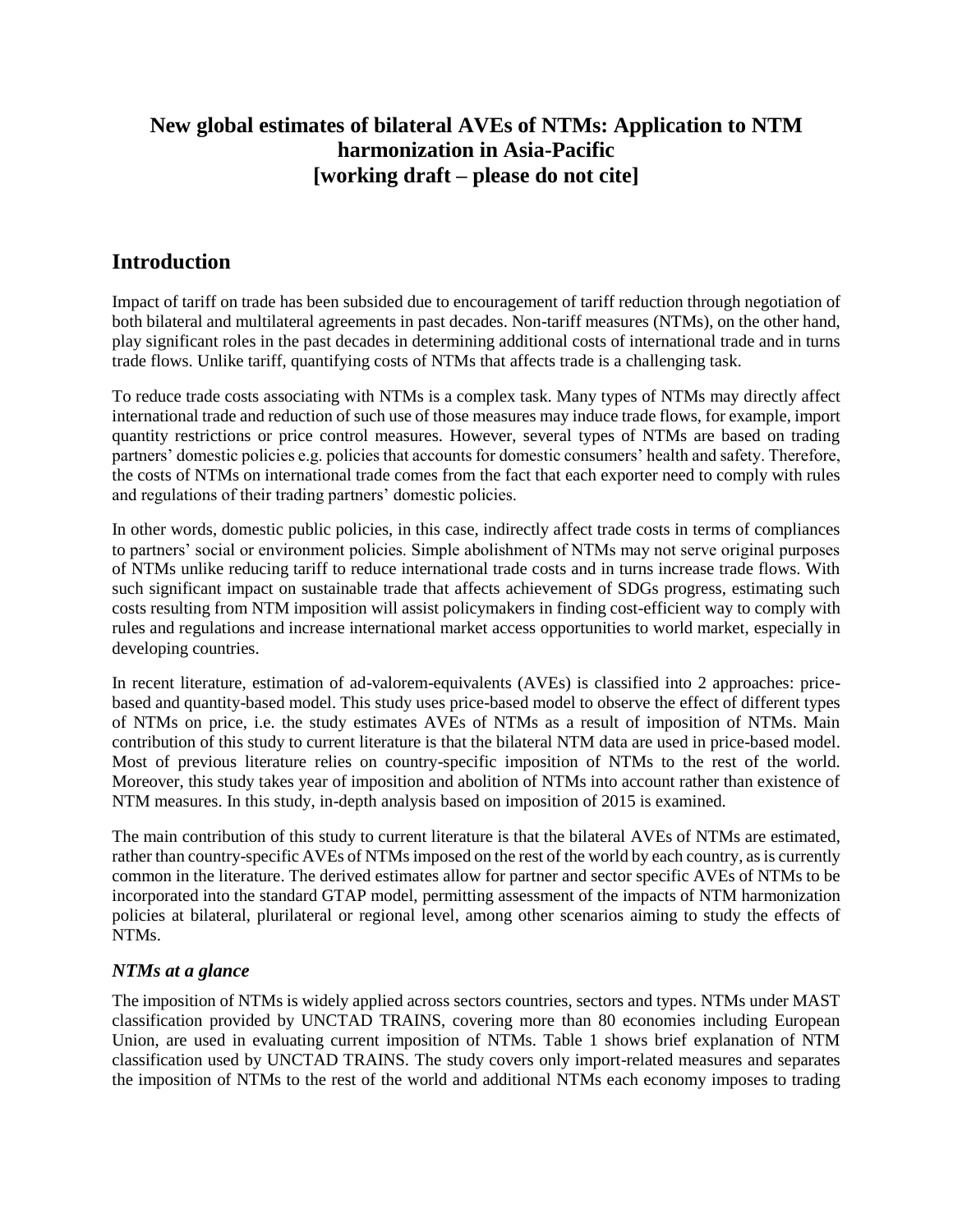# New global estimates of bilateral AVEs of NTMs: Application to NTM harmonization in Asia-Pacific [working draft – please do not cite]

## Introduction

Impact of tariff on trade has been subsided due to encouragement of tariff reduction through negotiation of both bilateral and multilateral agreements in past decades. Non-tariff measures (NTMs), on the other hand, play significant roles in the past decades in determining additional costs of international trade and in turns trade flows. Unlike tariff, quantifying costs of NTMs that affects trade is a challenging task.

To reduce trade costs associating with NTMs is a complex task. Many types of NTMs may directly affect international trade and reduction of such use of those measures may induce trade flows, for example, import quantity restrictions or price control measures. However, several types of NTMs are based on trading partners' domestic policies e.g. policies that accounts for domestic consumers' health and safety. Therefore, the costs of NTMs on international trade comes from the fact that each exporter need to comply with rules and regulations of their trading partners' domestic policies.

In other words, domestic public policies, in this case, indirectly affect trade costs in terms of compliances to partners' social or environment policies. Simple abolishment of NTMs may not serve original purposes of NTMs unlike reducing tariff to reduce international trade costs and in turns increase trade flows. With such significant impact on sustainable trade that affects achievement of SDGs progress, estimating such costs resulting from NTM imposition will assist policymakers in finding cost-efficient way to comply with rules and regulations and increase international market access opportunities to world market, especially in developing countries.

In recent literature, estimation of ad-valorem-equivalents (AVEs) is classified into 2 approaches: price-based and quantity-based model. This study uses price-based model to observe the effect of different types of NTMs on price, i.e. the study estimates AVEs of NTMs as a result of imposition of NTMs. Main contribution of this study to current literature is that the bilateral NTM data are used in price-based model. Most of previous literature relies on country-specific imposition of NTMs to the rest of the world. Moreover, this study takes year of imposition and abolition of NTMs into account rather than existence of NTM measures. In this study, in-depth analysis based on imposition of 2015 is examined.

The main contribution of this study to current literature is that the bilateral AVEs of NTMs are estimated, rather than country-specific AVEs of NTMs imposed on the rest of the world by each country, as is currently common in the literature. The derived estimates allow for partner and sector specific AVEs of NTMs to be incorporated into the standard GTAP model, permitting assessment of the impacts of NTM harmonization policies at bilateral, plurilateral or regional level, among other scenarios aiming to study the effects of NTMs.

### *NTMs at a glance*

The imposition of NTMs is widely applied across sectors countries, sectors and types. NTMs under MAST classification provided by UNCTAD TRAINS, covering more than 80 economies including European Union, are used in evaluating current imposition of NTMs. Table 1 shows brief explanation of NTM classification used by UNCTAD TRAINS. The study covers only import-related measures and separates the imposition of NTMs to the rest of the world and additional NTMs each economy imposes to trading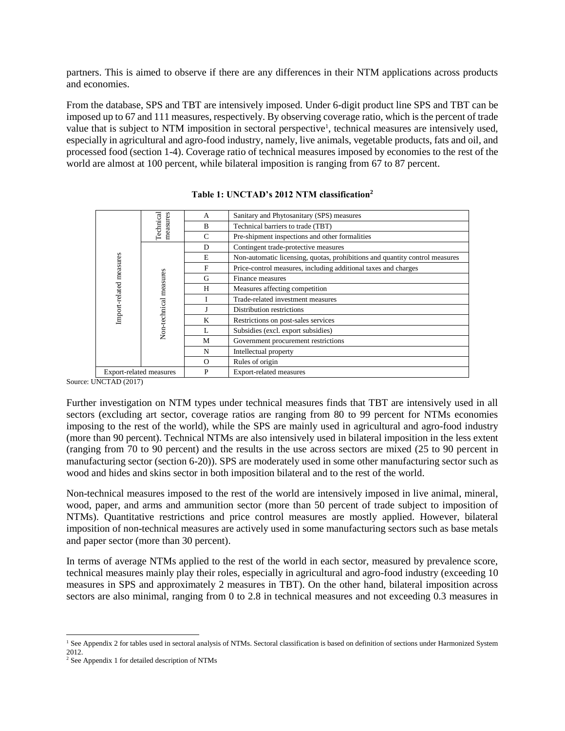partners. This is aimed to observe if there are any differences in their NTM applications across products and economies.

From the database, SPS and TBT are intensively imposed. Under 6-digit product line SPS and TBT can be imposed up to 67 and 111 measures, respectively. By observing coverage ratio, which is the percent of trade value that is subject to NTM imposition in sectoral perspective[1], technical measures are intensively used, especially in agricultural and agro-food industry, namely, live animals, vegetable products, fats and oil, and processed food (section 1-4). Coverage ratio of technical measures imposed by economies to the rest of the world are almost at 100 percent, while bilateral imposition is ranging from 67 to 87 percent.

**Table 1: UNCTAD's 2012 NTM classification[2]**

| | | | |
|---|---|---|---|
| Import-related measures | Technical measures | A | Sanitary and Phytosanitary (SPS) measures |
| | | B | Technical barriers to trade (TBT) |
| | | C | Pre-shipment inspections and other formalities |
| | Non-technical measures | D | Contingent trade-protective measures |
| | | E | Non-automatic licensing, quotas, prohibitions and quantity control measures |
| | | F | Price-control measures, including additional taxes and charges |
| | | G | Finance measures |
| | | H | Measures affecting competition |
| | | I | Trade-related investment measures |
| | | J | Distribution restrictions |
| | | K | Restrictions on post-sales services |
| | | L | Subsidies (excl. export subsidies) |
| | | M | Government procurement restrictions |
| | | N | Intellectual property |
| | | O | Rules of origin |
| Export-related measures | | P | Export-related measures |

Source: UNCTAD (2017)

Further investigation on NTM types under technical measures finds that TBT are intensively used in all sectors (excluding art sector, coverage ratios are ranging from 80 to 99 percent for NTMs economies imposing to the rest of the world), while the SPS are mainly used in agricultural and agro-food industry (more than 90 percent). Technical NTMs are also intensively used in bilateral imposition in the less extent (ranging from 70 to 90 percent) and the results in the use across sectors are mixed (25 to 90 percent in manufacturing sector (section 6-20)). SPS are moderately used in some other manufacturing sector such as wood and hides and skins sector in both imposition bilateral and to the rest of the world.

Non-technical measures imposed to the rest of the world are intensively imposed in live animal, mineral, wood, paper, and arms and ammunition sector (more than 50 percent of trade subject to imposition of NTMs). Quantitative restrictions and price control measures are mostly applied. However, bilateral imposition of non-technical measures are actively used in some manufacturing sectors such as base metals and paper sector (more than 30 percent).

In terms of average NTMs applied to the rest of the world in each sector, measured by prevalence score, technical measures mainly play their roles, especially in agricultural and agro-food industry (exceeding 10 measures in SPS and approximately 2 measures in TBT). On the other hand, bilateral imposition across sectors are also minimal, ranging from 0 to 2.8 in technical measures and not exceeding 0.3 measures in

[1] See Appendix 2 for tables used in sectoral analysis of NTMs. Sectoral classification is based on definition of sections under Harmonized System 2012.

[2] See Appendix 1 for detailed description of NTMs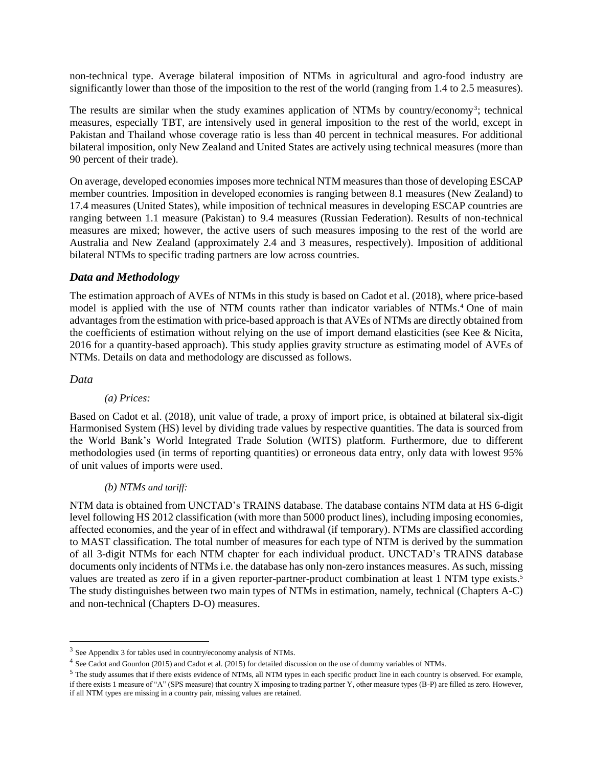non-technical type. Average bilateral imposition of NTMs in agricultural and agro-food industry are significantly lower than those of the imposition to the rest of the world (ranging from 1.4 to 2.5 measures).

The results are similar when the study examines application of NTMs by country/economy[3]; technical measures, especially TBT, are intensively used in general imposition to the rest of the world, except in Pakistan and Thailand whose coverage ratio is less than 40 percent in technical measures. For additional bilateral imposition, only New Zealand and United States are actively using technical measures (more than 90 percent of their trade).

On average, developed economies imposes more technical NTM measures than those of developing ESCAP member countries. Imposition in developed economies is ranging between 8.1 measures (New Zealand) to 17.4 measures (United States), while imposition of technical measures in developing ESCAP countries are ranging between 1.1 measure (Pakistan) to 9.4 measures (Russian Federation). Results of non-technical measures are mixed; however, the active users of such measures imposing to the rest of the world are Australia and New Zealand (approximately 2.4 and 3 measures, respectively). Imposition of additional bilateral NTMs to specific trading partners are low across countries.

## *Data and Methodology*

The estimation approach of AVEs of NTMs in this study is based on Cadot et al. (2018), where price-based model is applied with the use of NTM counts rather than indicator variables of NTMs.[4] One of main advantages from the estimation with price-based approach is that AVEs of NTMs are directly obtained from the coefficients of estimation without relying on the use of import demand elasticities (see Kee & Nicita, 2016 for a quantity-based approach). This study applies gravity structure as estimating model of AVEs of NTMs. Details on data and methodology are discussed as follows.

### *Data*

*(a) Prices:*

Based on Cadot et al. (2018), unit value of trade, a proxy of import price, is obtained at bilateral six-digit Harmonised System (HS) level by dividing trade values by respective quantities. The data is sourced from the World Bank's World Integrated Trade Solution (WITS) platform. Furthermore, due to different methodologies used (in terms of reporting quantities) or erroneous data entry, only data with lowest 95% of unit values of imports were used.

*(b) NTMs and tariff:*

NTM data is obtained from UNCTAD's TRAINS database. The database contains NTM data at HS 6-digit level following HS 2012 classification (with more than 5000 product lines), including imposing economies, affected economies, and the year of in effect and withdrawal (if temporary). NTMs are classified according to MAST classification. The total number of measures for each type of NTM is derived by the summation of all 3-digit NTMs for each NTM chapter for each individual product. UNCTAD's TRAINS database documents only incidents of NTMs i.e. the database has only non-zero instances measures. As such, missing values are treated as zero if in a given reporter-partner-product combination at least 1 NTM type exists.[5] The study distinguishes between two main types of NTMs in estimation, namely, technical (Chapters A-C) and non-technical (Chapters D-O) measures.

---

[3] See Appendix 3 for tables used in country/economy analysis of NTMs.

[4] See Cadot and Gourdon (2015) and Cadot et al. (2015) for detailed discussion on the use of dummy variables of NTMs.

[5] The study assumes that if there exists evidence of NTMs, all NTM types in each specific product line in each country is observed. For example, if there exists 1 measure of "A" (SPS measure) that country X imposing to trading partner Y, other measure types (B-P) are filled as zero. However, if all NTM types are missing in a country pair, missing values are retained.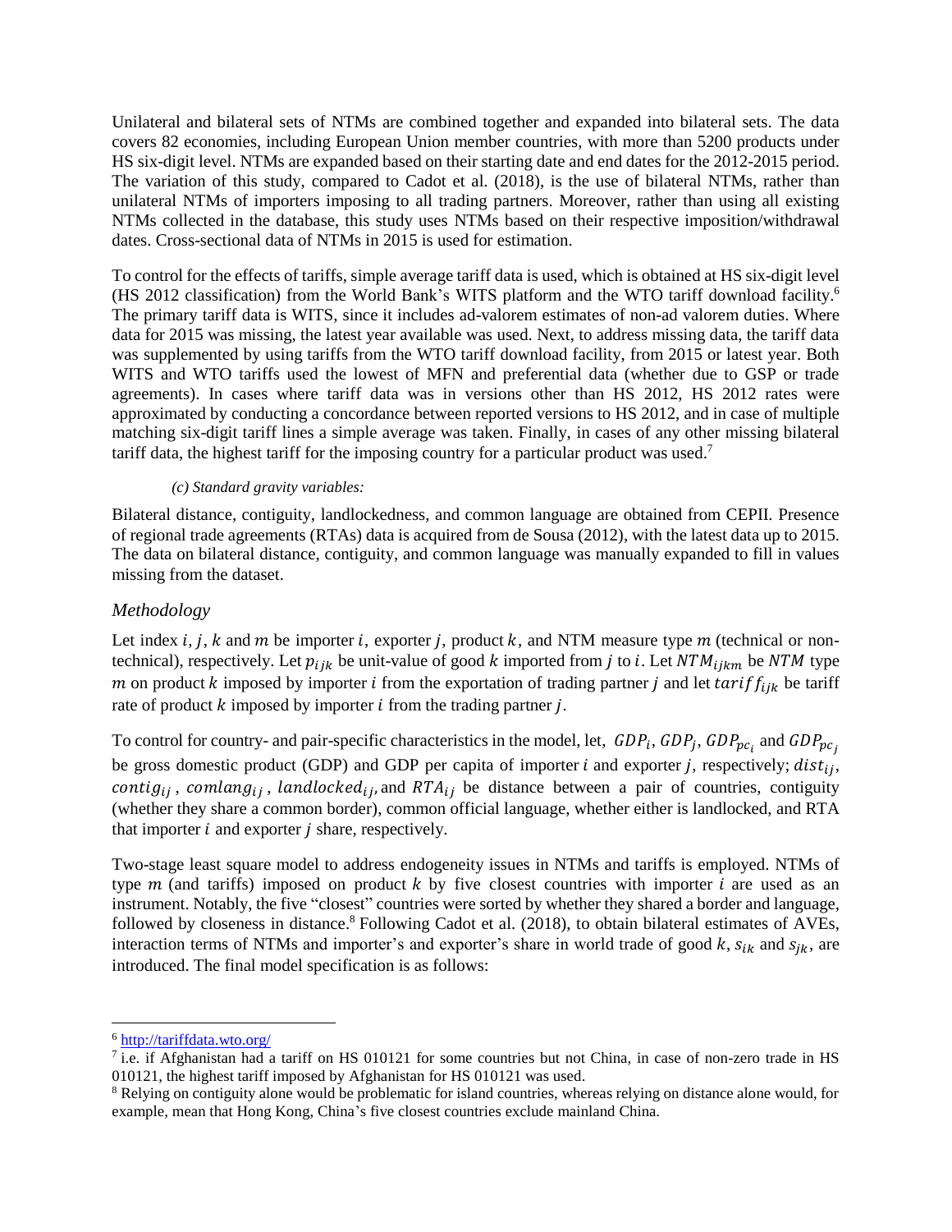Unilateral and bilateral sets of NTMs are combined together and expanded into bilateral sets. The data covers 82 economies, including European Union member countries, with more than 5200 products under HS six-digit level. NTMs are expanded based on their starting date and end dates for the 2012-2015 period. The variation of this study, compared to Cadot et al. (2018), is the use of bilateral NTMs, rather than unilateral NTMs of importers imposing to all trading partners. Moreover, rather than using all existing NTMs collected in the database, this study uses NTMs based on their respective imposition/withdrawal dates. Cross-sectional data of NTMs in 2015 is used for estimation.

To control for the effects of tariffs, simple average tariff data is used, which is obtained at HS six-digit level (HS 2012 classification) from the World Bank's WITS platform and the WTO tariff download facility.[6] The primary tariff data is WITS, since it includes ad-valorem estimates of non-ad valorem duties. Where data for 2015 was missing, the latest year available was used. Next, to address missing data, the tariff data was supplemented by using tariffs from the WTO tariff download facility, from 2015 or latest year. Both WITS and WTO tariffs used the lowest of MFN and preferential data (whether due to GSP or trade agreements). In cases where tariff data was in versions other than HS 2012, HS 2012 rates were approximated by conducting a concordance between reported versions to HS 2012, and in case of multiple matching six-digit tariff lines a simple average was taken. Finally, in cases of any other missing bilateral tariff data, the highest tariff for the imposing country for a particular product was used.[7]

*(c) Standard gravity variables:*

Bilateral distance, contiguity, landlockedness, and common language are obtained from CEPII. Presence of regional trade agreements (RTAs) data is acquired from de Sousa (2012), with the latest data up to 2015. The data on bilateral distance, contiguity, and common language was manually expanded to fill in values missing from the dataset.

## *Methodology*

Let index $i$, $j$, $k$ and $m$ be importer $i$, exporter $j$, product $k$, and NTM measure type $m$ (technical or non-technical), respectively. Let $p_{ijk}$ be unit-value of good $k$ imported from $j$ to $i$. Let $NTM_{ijkm}$ be $NTM$ type $m$ on product $k$ imposed by importer $i$ from the exportation of trading partner $j$ and let $tariff_{ijk}$ be tariff rate of product $k$ imposed by importer $i$ from the trading partner $j$.

To control for country- and pair-specific characteristics in the model, let, $GDP_i$, $GDP_j$, $GDP_{pc_i}$ and $GDP_{pc_j}$ be gross domestic product (GDP) and GDP per capita of importer $i$ and exporter $j$, respectively; $dist_{ij}$, $contig_{ij}$, $comlang_{ij}$, $landlocked_{ij}$, and $RTA_{ij}$ be distance between a pair of countries, contiguity (whether they share a common border), common official language, whether either is landlocked, and RTA that importer $i$ and exporter $j$ share, respectively.

Two-stage least square model to address endogeneity issues in NTMs and tariffs is employed. NTMs of type $m$ (and tariffs) imposed on product $k$ by five closest countries with importer $i$ are used as an instrument. Notably, the five "closest" countries were sorted by whether they shared a border and language, followed by closeness in distance.[8] Following Cadot et al. (2018), to obtain bilateral estimates of AVEs, interaction terms of NTMs and importer's and exporter's share in world trade of good $k$, $s_{ik}$ and $s_{jk}$, are introduced. The final model specification is as follows:

---

[6] http://tariffdata.wto.org/

[7] i.e. if Afghanistan had a tariff on HS 010121 for some countries but not China, in case of non-zero trade in HS 010121, the highest tariff imposed by Afghanistan for HS 010121 was used.

[8] Relying on contiguity alone would be problematic for island countries, whereas relying on distance alone would, for example, mean that Hong Kong, China's five closest countries exclude mainland China.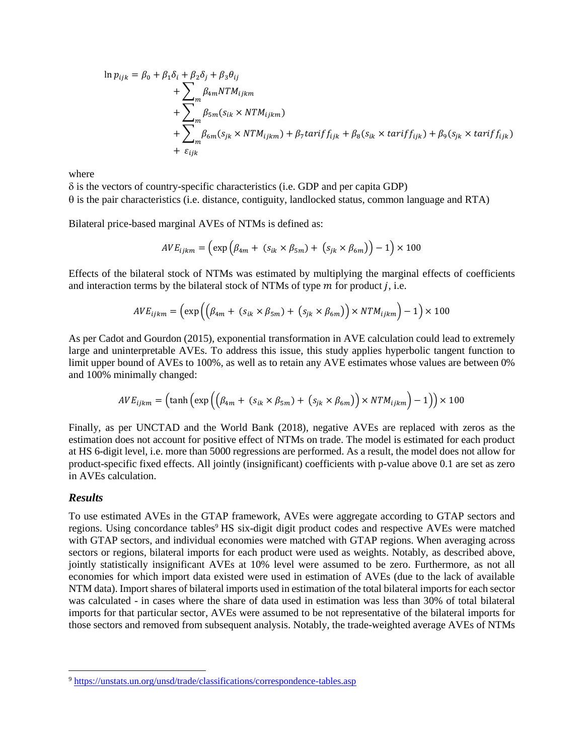$$
\begin{aligned}
\ln p_{ijk} = \beta_0 + \beta_1\delta_i + \beta_2\delta_j + \beta_3\theta_{ij} \\
+ \sum\nolimits_m \beta_{4m} NTM_{ijkm} \\
+ \sum\nolimits_m \beta_{5m}(s_{ik} \times NTM_{ijkm}) \\
+ \sum\nolimits_m \beta_{6m}(s_{jk} \times NTM_{ijkm}) + \beta_7 tariff_{ijk} + \beta_8(s_{ik} \times tariff_{ijk}) + \beta_9(s_{jk} \times tariff_{ijk}) \\
+ \varepsilon_{ijk}
\end{aligned}
$$

where

$\delta$ is the vectors of country-specific characteristics (i.e. GDP and per capita GDP)

$\theta$ is the pair characteristics (i.e. distance, contiguity, landlocked status, common language and RTA)

Bilateral price-based marginal AVEs of NTMs is defined as:

$$
AVE_{ijkm} = \left(\exp\left(\beta_{4m} + (s_{ik} \times \beta_{5m}) + (s_{jk} \times \beta_{6m})\right) - 1\right) \times 100
$$

Effects of the bilateral stock of NTMs was estimated by multiplying the marginal effects of coefficients and interaction terms by the bilateral stock of NTMs of type $m$ for product $j$, i.e.

$$
AVE_{ijkm} = \left(\exp\left(\left(\beta_{4m} + (s_{ik} \times \beta_{5m}) + (s_{jk} \times \beta_{6m})\right) \times NTM_{ijkm}\right) - 1\right) \times 100
$$

As per Cadot and Gourdon (2015), exponential transformation in AVE calculation could lead to extremely large and uninterpretable AVEs. To address this issue, this study applies hyperbolic tangent function to limit upper bound of AVEs to 100%, as well as to retain any AVE estimates whose values are between 0% and 100% minimally changed:

$$
AVE_{ijkm} = \left(\tanh\left(\exp\left(\left(\beta_{4m} + (s_{ik} \times \beta_{5m}) + (s_{jk} \times \beta_{6m})\right) \times NTM_{ijkm}\right) - 1\right)\right) \times 100
$$

Finally, as per UNCTAD and the World Bank (2018), negative AVEs are replaced with zeros as the estimation does not account for positive effect of NTMs on trade. The model is estimated for each product at HS 6-digit level, i.e. more than 5000 regressions are performed. As a result, the model does not allow for product-specific fixed effects. All jointly (insignificant) coefficients with p-value above 0.1 are set as zero in AVEs calculation.

### *Results*

To use estimated AVEs in the GTAP framework, AVEs were aggregate according to GTAP sectors and regions. Using concordance tables[9] HS six-digit digit product codes and respective AVEs were matched with GTAP sectors, and individual economies were matched with GTAP regions. When averaging across sectors or regions, bilateral imports for each product were used as weights. Notably, as described above, jointly statistically insignificant AVEs at 10% level were assumed to be zero. Furthermore, as not all economies for which import data existed were used in estimation of AVEs (due to the lack of available NTM data). Import shares of bilateral imports used in estimation of the total bilateral imports for each sector was calculated - in cases where the share of data used in estimation was less than 30% of total bilateral imports for that particular sector, AVEs were assumed to be not representative of the bilateral imports for those sectors and removed from subsequent analysis. Notably, the trade-weighted average AVEs of NTMs

[9] https://unstats.un.org/unsd/trade/classifications/correspondence-tables.asp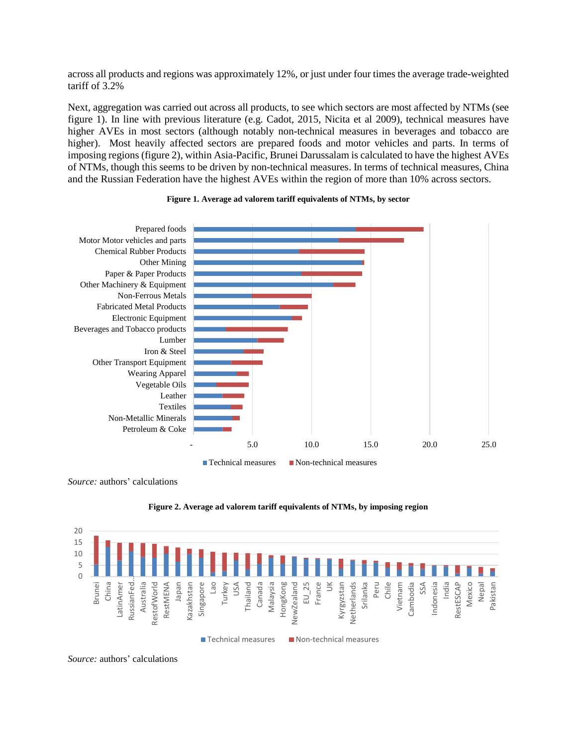across all products and regions was approximately 12%, or just under four times the average trade-weighted tariff of 3.2%

Next, aggregation was carried out across all products, to see which sectors are most affected by NTMs (see figure 1). In line with previous literature (e.g. Cadot, 2015, Nicita et al 2009), technical measures have higher AVEs in most sectors (although notably non-technical measures in beverages and tobacco are higher). Most heavily affected sectors are prepared foods and motor vehicles and parts. In terms of imposing regions (figure 2), within Asia-Pacific, Brunei Darussalam is calculated to have the highest AVEs of NTMs, though this seems to be driven by non-technical measures. In terms of technical measures, China and the Russian Federation have the highest AVEs within the region of more than 10% across sectors.

**Figure 1. Average ad valorem tariff equivalents of NTMs, by sector**

*Source:* authors' calculations

**Figure 2. Average ad valorem tariff equivalents of NTMs, by imposing region**

*Source:* authors' calculations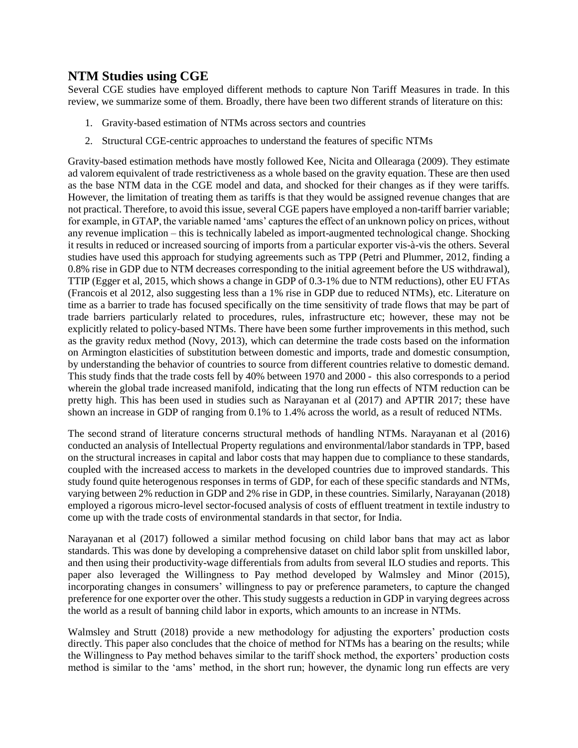## NTM Studies using CGE

Several CGE studies have employed different methods to capture Non Tariff Measures in trade. In this review, we summarize some of them. Broadly, there have been two different strands of literature on this:

1. Gravity-based estimation of NTMs across sectors and countries
2. Structural CGE-centric approaches to understand the features of specific NTMs

Gravity-based estimation methods have mostly followed Kee, Nicita and Ollearaga (2009). They estimate ad valorem equivalent of trade restrictiveness as a whole based on the gravity equation. These are then used as the base NTM data in the CGE model and data, and shocked for their changes as if they were tariffs. However, the limitation of treating them as tariffs is that they would be assigned revenue changes that are not practical. Therefore, to avoid this issue, several CGE papers have employed a non-tariff barrier variable; for example, in GTAP, the variable named 'ams' captures the effect of an unknown policy on prices, without any revenue implication – this is technically labeled as import-augmented technological change. Shocking it results in reduced or increased sourcing of imports from a particular exporter vis-à-vis the others. Several studies have used this approach for studying agreements such as TPP (Petri and Plummer, 2012, finding a 0.8% rise in GDP due to NTM decreases corresponding to the initial agreement before the US withdrawal), TTIP (Egger et al, 2015, which shows a change in GDP of 0.3-1% due to NTM reductions), other EU FTAs (Francois et al 2012, also suggesting less than a 1% rise in GDP due to reduced NTMs), etc. Literature on time as a barrier to trade has focused specifically on the time sensitivity of trade flows that may be part of trade barriers particularly related to procedures, rules, infrastructure etc; however, these may not be explicitly related to policy-based NTMs. There have been some further improvements in this method, such as the gravity redux method (Novy, 2013), which can determine the trade costs based on the information on Armington elasticities of substitution between domestic and imports, trade and domestic consumption, by understanding the behavior of countries to source from different countries relative to domestic demand. This study finds that the trade costs fell by 40% between 1970 and 2000 - this also corresponds to a period wherein the global trade increased manifold, indicating that the long run effects of NTM reduction can be pretty high. This has been used in studies such as Narayanan et al (2017) and APTIR 2017; these have shown an increase in GDP of ranging from 0.1% to 1.4% across the world, as a result of reduced NTMs.

The second strand of literature concerns structural methods of handling NTMs. Narayanan et al (2016) conducted an analysis of Intellectual Property regulations and environmental/labor standards in TPP, based on the structural increases in capital and labor costs that may happen due to compliance to these standards, coupled with the increased access to markets in the developed countries due to improved standards. This study found quite heterogenous responses in terms of GDP, for each of these specific standards and NTMs, varying between 2% reduction in GDP and 2% rise in GDP, in these countries. Similarly, Narayanan (2018) employed a rigorous micro-level sector-focused analysis of costs of effluent treatment in textile industry to come up with the trade costs of environmental standards in that sector, for India.

Narayanan et al (2017) followed a similar method focusing on child labor bans that may act as labor standards. This was done by developing a comprehensive dataset on child labor split from unskilled labor, and then using their productivity-wage differentials from adults from several ILO studies and reports. This paper also leveraged the Willingness to Pay method developed by Walmsley and Minor (2015), incorporating changes in consumers' willingness to pay or preference parameters, to capture the changed preference for one exporter over the other. This study suggests a reduction in GDP in varying degrees across the world as a result of banning child labor in exports, which amounts to an increase in NTMs.

Walmsley and Strutt (2018) provide a new methodology for adjusting the exporters' production costs directly. This paper also concludes that the choice of method for NTMs has a bearing on the results; while the Willingness to Pay method behaves similar to the tariff shock method, the exporters' production costs method is similar to the 'ams' method, in the short run; however, the dynamic long run effects are very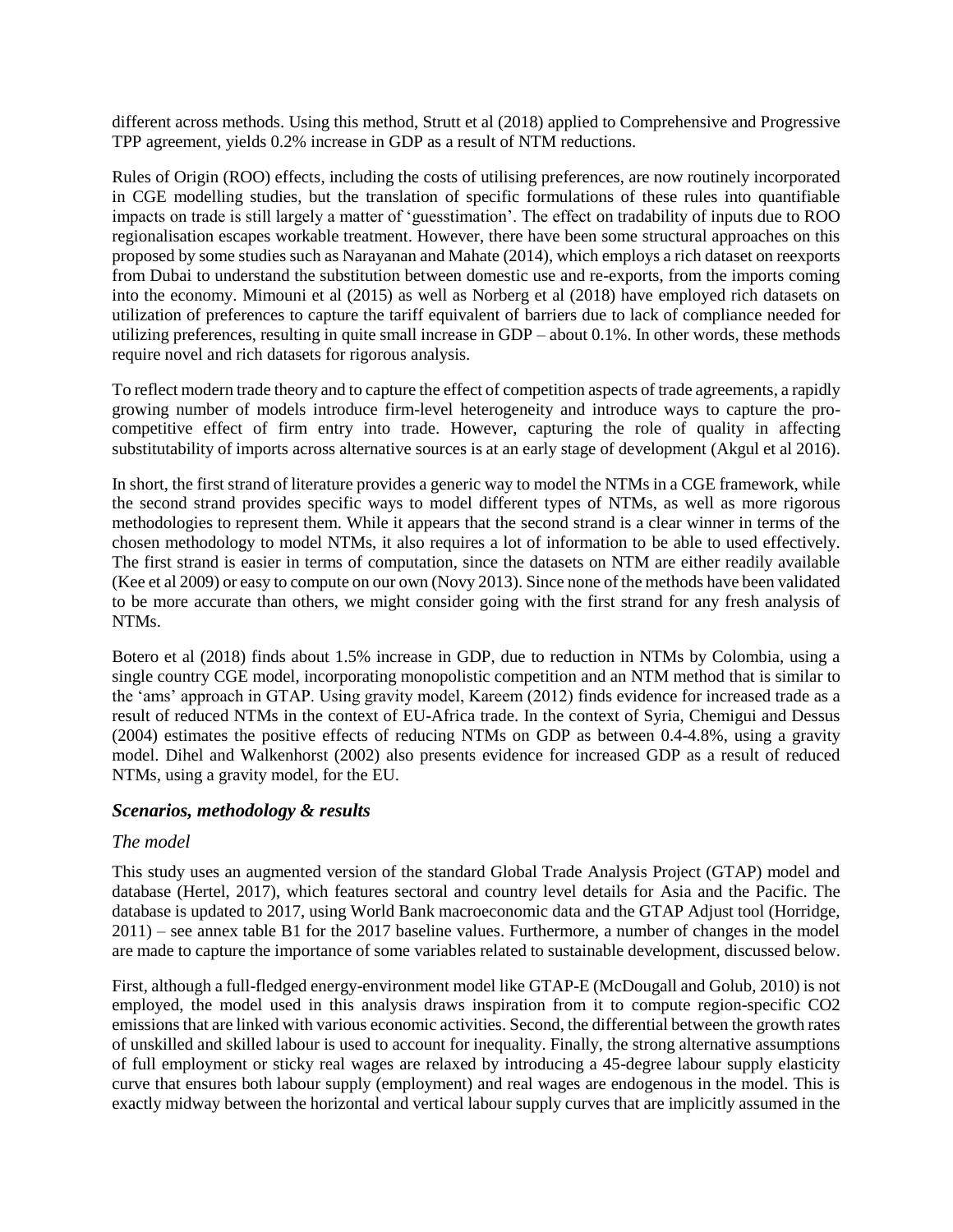different across methods. Using this method, Strutt et al (2018) applied to Comprehensive and Progressive TPP agreement, yields 0.2% increase in GDP as a result of NTM reductions.

Rules of Origin (ROO) effects, including the costs of utilising preferences, are now routinely incorporated in CGE modelling studies, but the translation of specific formulations of these rules into quantifiable impacts on trade is still largely a matter of 'guesstimation'. The effect on tradability of inputs due to ROO regionalisation escapes workable treatment. However, there have been some structural approaches on this proposed by some studies such as Narayanan and Mahate (2014), which employs a rich dataset on reexports from Dubai to understand the substitution between domestic use and re-exports, from the imports coming into the economy. Mimouni et al (2015) as well as Norberg et al (2018) have employed rich datasets on utilization of preferences to capture the tariff equivalent of barriers due to lack of compliance needed for utilizing preferences, resulting in quite small increase in GDP – about 0.1%. In other words, these methods require novel and rich datasets for rigorous analysis.

To reflect modern trade theory and to capture the effect of competition aspects of trade agreements, a rapidly growing number of models introduce firm-level heterogeneity and introduce ways to capture the pro-competitive effect of firm entry into trade. However, capturing the role of quality in affecting substitutability of imports across alternative sources is at an early stage of development (Akgul et al 2016).

In short, the first strand of literature provides a generic way to model the NTMs in a CGE framework, while the second strand provides specific ways to model different types of NTMs, as well as more rigorous methodologies to represent them. While it appears that the second strand is a clear winner in terms of the chosen methodology to model NTMs, it also requires a lot of information to be able to used effectively. The first strand is easier in terms of computation, since the datasets on NTM are either readily available (Kee et al 2009) or easy to compute on our own (Novy 2013). Since none of the methods have been validated to be more accurate than others, we might consider going with the first strand for any fresh analysis of NTMs.

Botero et al (2018) finds about 1.5% increase in GDP, due to reduction in NTMs by Colombia, using a single country CGE model, incorporating monopolistic competition and an NTM method that is similar to the 'ams' approach in GTAP. Using gravity model, Kareem (2012) finds evidence for increased trade as a result of reduced NTMs in the context of EU-Africa trade. In the context of Syria, Chemigui and Dessus (2004) estimates the positive effects of reducing NTMs on GDP as between 0.4-4.8%, using a gravity model. Dihel and Walkenhorst (2002) also presents evidence for increased GDP as a result of reduced NTMs, using a gravity model, for the EU.

## *Scenarios, methodology & results*

### *The model*

This study uses an augmented version of the standard Global Trade Analysis Project (GTAP) model and database (Hertel, 2017), which features sectoral and country level details for Asia and the Pacific. The database is updated to 2017, using World Bank macroeconomic data and the GTAP Adjust tool (Horridge, 2011) – see annex table B1 for the 2017 baseline values. Furthermore, a number of changes in the model are made to capture the importance of some variables related to sustainable development, discussed below.

First, although a full-fledged energy-environment model like GTAP-E (McDougall and Golub, 2010) is not employed, the model used in this analysis draws inspiration from it to compute region-specific $CO_2$ emissions that are linked with various economic activities. Second, the differential between the growth rates of unskilled and skilled labour is used to account for inequality. Finally, the strong alternative assumptions of full employment or sticky real wages are relaxed by introducing a 45-degree labour supply elasticity curve that ensures both labour supply (employment) and real wages are endogenous in the model. This is exactly midway between the horizontal and vertical labour supply curves that are implicitly assumed in the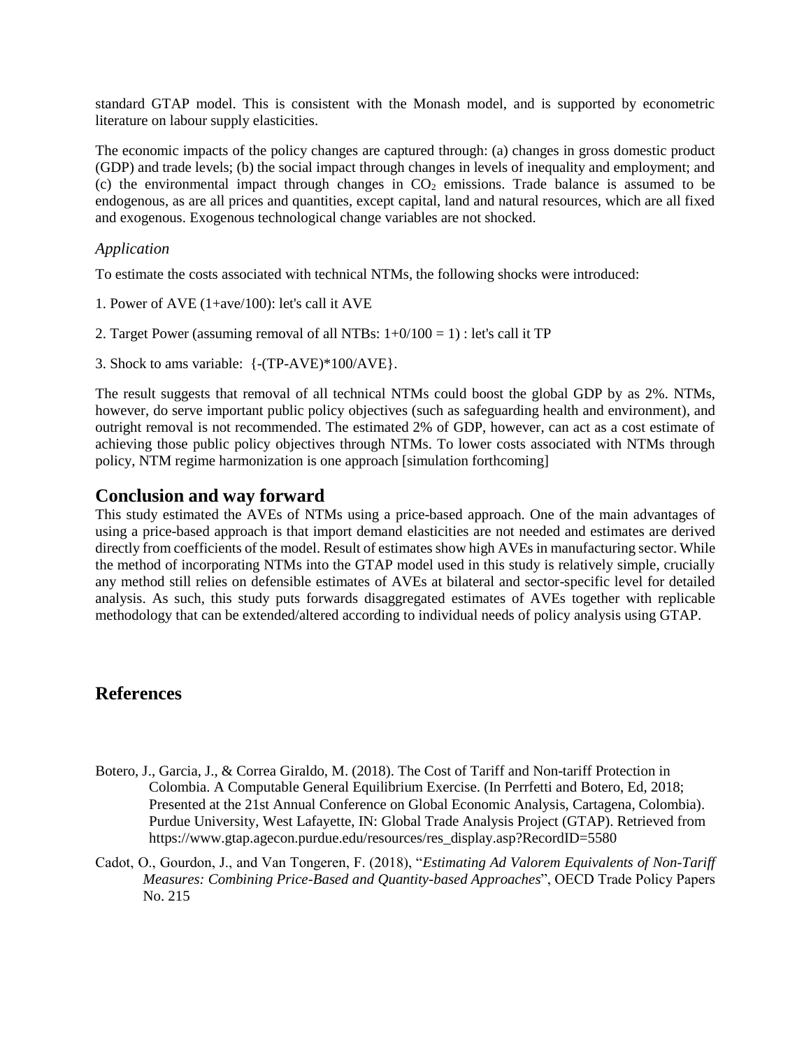standard GTAP model. This is consistent with the Monash model, and is supported by econometric literature on labour supply elasticities.

The economic impacts of the policy changes are captured through: (a) changes in gross domestic product (GDP) and trade levels; (b) the social impact through changes in levels of inequality and employment; and (c) the environmental impact through changes in $CO_2$ emissions. Trade balance is assumed to be endogenous, as are all prices and quantities, except capital, land and natural resources, which are all fixed and exogenous. Exogenous technological change variables are not shocked.

*Application*

To estimate the costs associated with technical NTMs, the following shocks were introduced:

1. Power of AVE (1+ave/100): let's call it AVE

2. Target Power (assuming removal of all NTBs: 1+0/100 = 1) : let's call it TP

3. Shock to ams variable: {-(TP-AVE)*100/AVE}.

The result suggests that removal of all technical NTMs could boost the global GDP by as 2%. NTMs, however, do serve important public policy objectives (such as safeguarding health and environment), and outright removal is not recommended. The estimated 2% of GDP, however, can act as a cost estimate of achieving those public policy objectives through NTMs. To lower costs associated with NTMs through policy, NTM regime harmonization is one approach [simulation forthcoming]

## Conclusion and way forward

This study estimated the AVEs of NTMs using a price-based approach. One of the main advantages of using a price-based approach is that import demand elasticities are not needed and estimates are derived directly from coefficients of the model. Result of estimates show high AVEs in manufacturing sector. While the method of incorporating NTMs into the GTAP model used in this study is relatively simple, crucially any method still relies on defensible estimates of AVEs at bilateral and sector-specific level for detailed analysis. As such, this study puts forwards disaggregated estimates of AVEs together with replicable methodology that can be extended/altered according to individual needs of policy analysis using GTAP.

## References

Botero, J., Garcia, J., & Correa Giraldo, M. (2018). The Cost of Tariff and Non-tariff Protection in Colombia. A Computable General Equilibrium Exercise. (In Perrfetti and Botero, Ed, 2018; Presented at the 21st Annual Conference on Global Economic Analysis, Cartagena, Colombia). Purdue University, West Lafayette, IN: Global Trade Analysis Project (GTAP). Retrieved from https://www.gtap.agecon.purdue.edu/resources/res_display.asp?RecordID=5580

Cadot, O., Gourdon, J., and Van Tongeren, F. (2018), "*Estimating Ad Valorem Equivalents of Non-Tariff Measures: Combining Price-Based and Quantity-based Approaches*", OECD Trade Policy Papers No. 215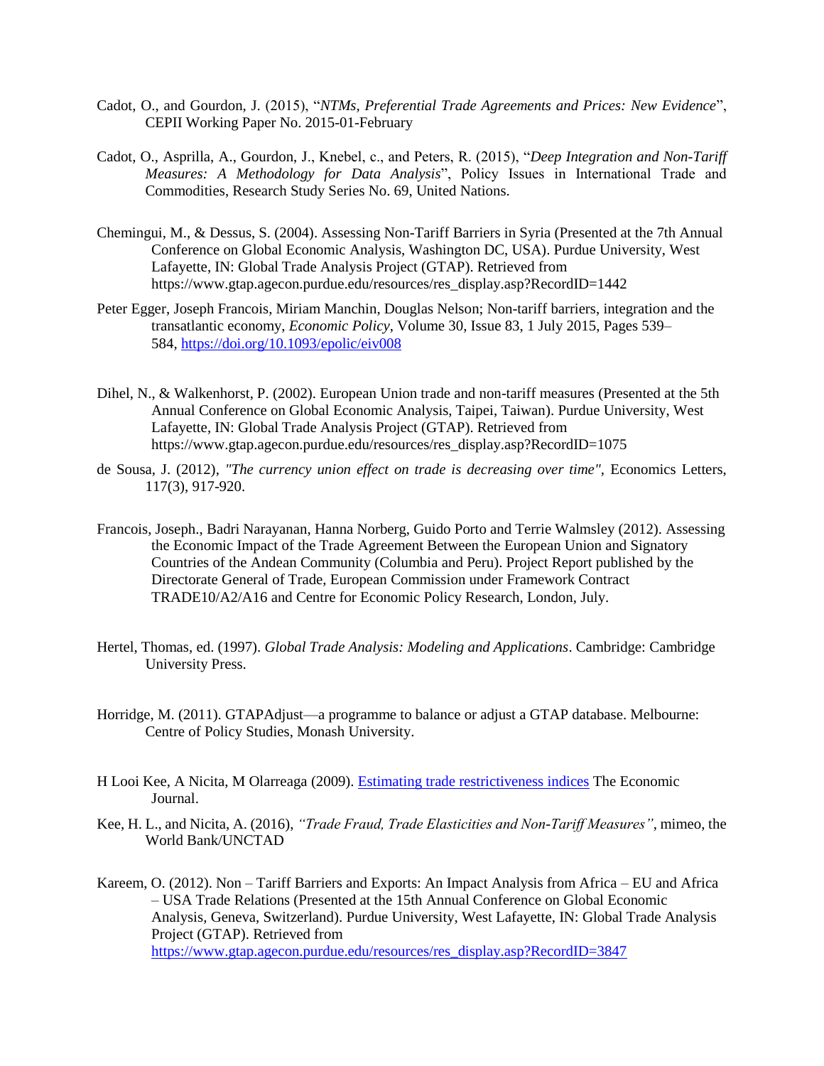Cadot, O., and Gourdon, J. (2015), "*NTMs, Preferential Trade Agreements and Prices: New Evidence*", CEPII Working Paper No. 2015-01-February

Cadot, O., Asprilla, A., Gourdon, J., Knebel, c., and Peters, R. (2015), "*Deep Integration and Non-Tariff Measures: A Methodology for Data Analysis*", Policy Issues in International Trade and Commodities, Research Study Series No. 69, United Nations.

Chemingui, M., & Dessus, S. (2004). Assessing Non-Tariff Barriers in Syria (Presented at the 7th Annual Conference on Global Economic Analysis, Washington DC, USA). Purdue University, West Lafayette, IN: Global Trade Analysis Project (GTAP). Retrieved from https://www.gtap.agecon.purdue.edu/resources/res_display.asp?RecordID=1442

Peter Egger, Joseph Francois, Miriam Manchin, Douglas Nelson; Non-tariff barriers, integration and the transatlantic economy, *Economic Policy*, Volume 30, Issue 83, 1 July 2015, Pages 539–584, https://doi.org/10.1093/epolic/eiv008

Dihel, N., & Walkenhorst, P. (2002). European Union trade and non-tariff measures (Presented at the 5th Annual Conference on Global Economic Analysis, Taipei, Taiwan). Purdue University, West Lafayette, IN: Global Trade Analysis Project (GTAP). Retrieved from https://www.gtap.agecon.purdue.edu/resources/res_display.asp?RecordID=1075

de Sousa, J. (2012), *"The currency union effect on trade is decreasing over time"*, Economics Letters, 117(3), 917-920.

Francois, Joseph., Badri Narayanan, Hanna Norberg, Guido Porto and Terrie Walmsley (2012). Assessing the Economic Impact of the Trade Agreement Between the European Union and Signatory Countries of the Andean Community (Columbia and Peru). Project Report published by the Directorate General of Trade, European Commission under Framework Contract TRADE10/A2/A16 and Centre for Economic Policy Research, London, July.

Hertel, Thomas, ed. (1997). *Global Trade Analysis: Modeling and Applications*. Cambridge: Cambridge University Press.

Horridge, M. (2011). GTAPAdjust—a programme to balance or adjust a GTAP database. Melbourne: Centre of Policy Studies, Monash University.

H Looi Kee, A Nicita, M Olarreaga (2009). Estimating trade restrictiveness indices The Economic Journal.

Kee, H. L., and Nicita, A. (2016), *"Trade Fraud, Trade Elasticities and Non-Tariff Measures"*, mimeo, the World Bank/UNCTAD

Kareem, O. (2012). Non – Tariff Barriers and Exports: An Impact Analysis from Africa – EU and Africa – USA Trade Relations (Presented at the 15th Annual Conference on Global Economic Analysis, Geneva, Switzerland). Purdue University, West Lafayette, IN: Global Trade Analysis Project (GTAP). Retrieved from https://www.gtap.agecon.purdue.edu/resources/res_display.asp?RecordID=3847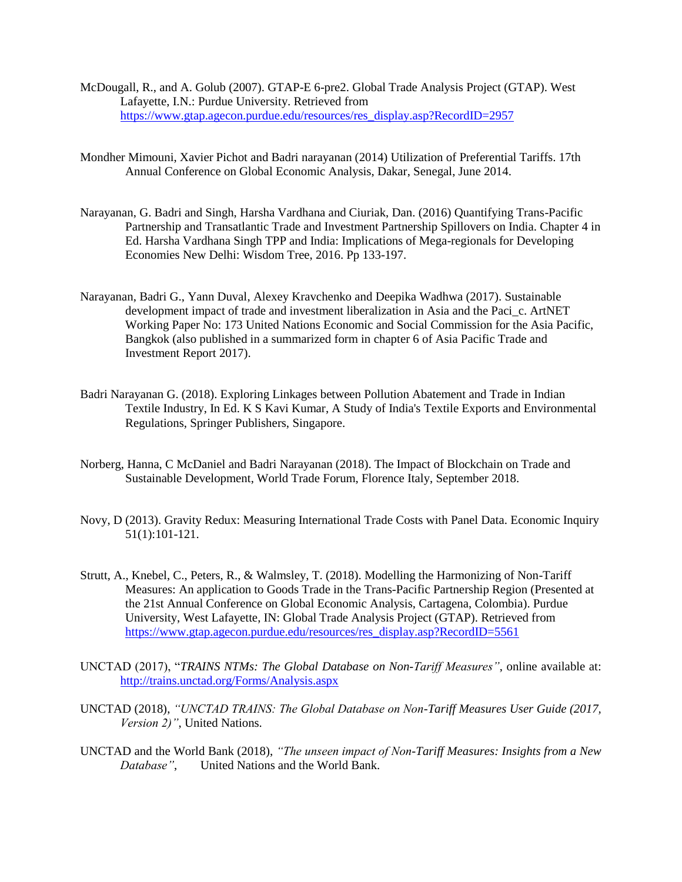McDougall, R., and A. Golub (2007). GTAP-E 6-pre2. Global Trade Analysis Project (GTAP). West Lafayette, I.N.: Purdue University. Retrieved from https://www.gtap.agecon.purdue.edu/resources/res_display.asp?RecordID=2957

Mondher Mimouni, Xavier Pichot and Badri narayanan (2014) Utilization of Preferential Tariffs. 17th Annual Conference on Global Economic Analysis, Dakar, Senegal, June 2014.

Narayanan, G. Badri and Singh, Harsha Vardhana and Ciuriak, Dan. (2016) Quantifying Trans-Pacific Partnership and Transatlantic Trade and Investment Partnership Spillovers on India. Chapter 4 in Ed. Harsha Vardhana Singh TPP and India: Implications of Mega-regionals for Developing Economies New Delhi: Wisdom Tree, 2016. Pp 133-197.

Narayanan, Badri G., Yann Duval, Alexey Kravchenko and Deepika Wadhwa (2017). Sustainable development impact of trade and investment liberalization in Asia and the Paci_c. ArtNET Working Paper No: 173 United Nations Economic and Social Commission for the Asia Pacific, Bangkok (also published in a summarized form in chapter 6 of Asia Pacific Trade and Investment Report 2017).

Badri Narayanan G. (2018). Exploring Linkages between Pollution Abatement and Trade in Indian Textile Industry, In Ed. K S Kavi Kumar, A Study of India's Textile Exports and Environmental Regulations, Springer Publishers, Singapore.

Norberg, Hanna, C McDaniel and Badri Narayanan (2018). The Impact of Blockchain on Trade and Sustainable Development, World Trade Forum, Florence Italy, September 2018.

Novy, D (2013). Gravity Redux: Measuring International Trade Costs with Panel Data. Economic Inquiry 51(1):101-121.

Strutt, A., Knebel, C., Peters, R., & Walmsley, T. (2018). Modelling the Harmonizing of Non-Tariff Measures: An application to Goods Trade in the Trans-Pacific Partnership Region (Presented at the 21st Annual Conference on Global Economic Analysis, Cartagena, Colombia). Purdue University, West Lafayette, IN: Global Trade Analysis Project (GTAP). Retrieved from https://www.gtap.agecon.purdue.edu/resources/res_display.asp?RecordID=5561

UNCTAD (2017), "*TRAINS NTMs: The Global Database on Non-Tariff Measures"*, online available at: http://trains.unctad.org/Forms/Analysis.aspx

UNCTAD (2018), *"UNCTAD TRAINS: The Global Database on Non-Tariff Measures User Guide (2017, Version 2)"*, United Nations.

UNCTAD and the World Bank (2018), *"The unseen impact of Non-Tariff Measures: Insights from a New Database"*, United Nations and the World Bank.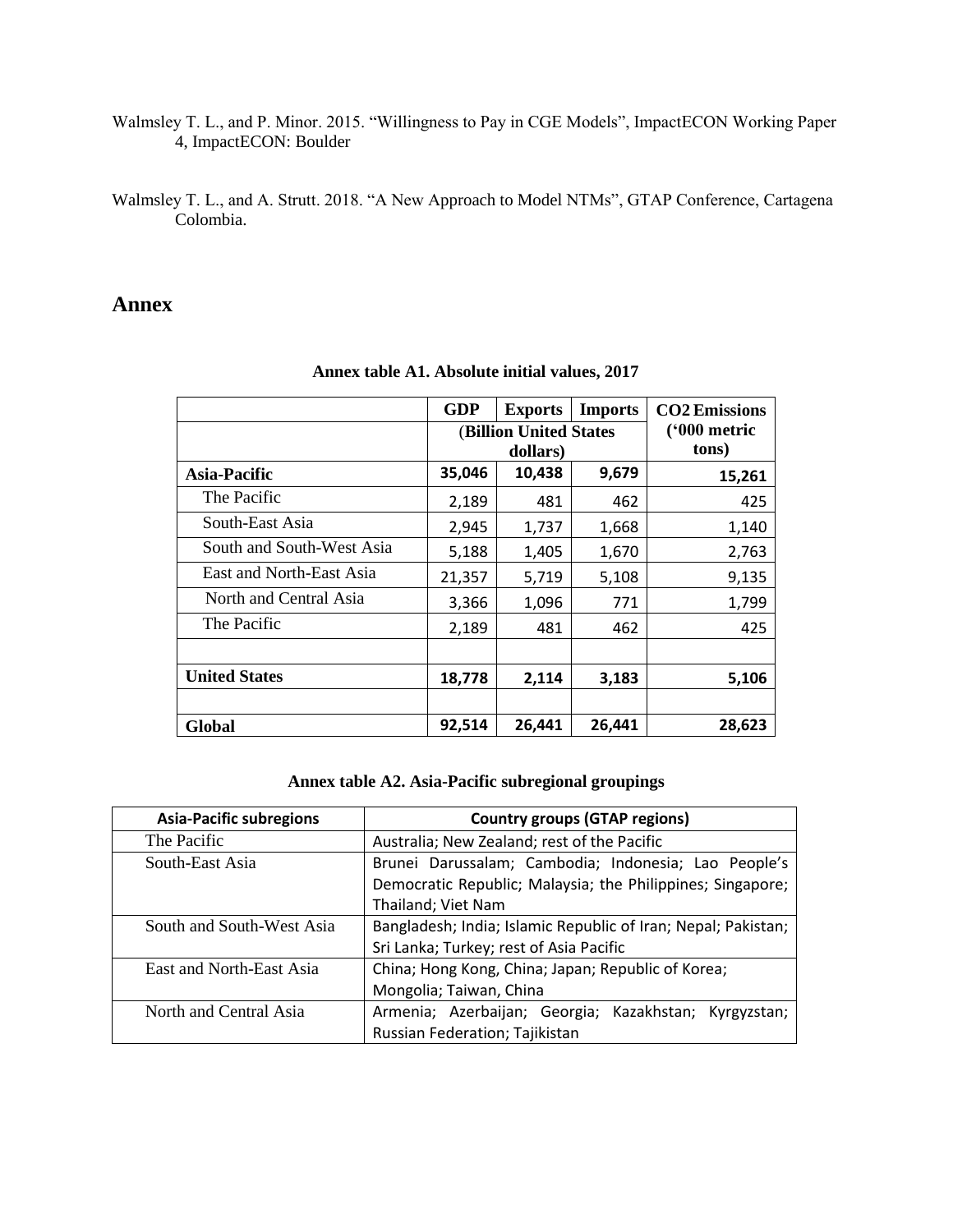Walmsley T. L., and P. Minor. 2015. "Willingness to Pay in CGE Models", ImpactECON Working Paper 4, ImpactECON: Boulder

Walmsley T. L., and A. Strutt. 2018. "A New Approach to Model NTMs", GTAP Conference, Cartagena Colombia.

## Annex

**Annex table A1. Absolute initial values, 2017**

| | GDP | Exports | Imports | CO2 Emissions |
|---|---|---|---|---|
| | (Billion United States dollars) | | | ('000 metric tons) |
| **Asia-Pacific** | **35,046** | **10,438** | **9,679** | **15,261** |
| The Pacific | 2,189 | 481 | 462 | 425 |
| South-East Asia | 2,945 | 1,737 | 1,668 | 1,140 |
| South and South-West Asia | 5,188 | 1,405 | 1,670 | 2,763 |
| East and North-East Asia | 21,357 | 5,719 | 5,108 | 9,135 |
| North and Central Asia | 3,366 | 1,096 | 771 | 1,799 |
| The Pacific | 2,189 | 481 | 462 | 425 |
| | | | | |
| **United States** | **18,778** | **2,114** | **3,183** | **5,106** |
| | | | | |
| **Global** | **92,514** | **26,441** | **26,441** | **28,623** |

**Annex table A2. Asia-Pacific subregional groupings**

| Asia-Pacific subregions | Country groups (GTAP regions) |
|---|---|
| The Pacific | Australia; New Zealand; rest of the Pacific |
| South-East Asia | Brunei Darussalam; Cambodia; Indonesia; Lao People's Democratic Republic; Malaysia; the Philippines; Singapore; Thailand; Viet Nam |
| South and South-West Asia | Bangladesh; India; Islamic Republic of Iran; Nepal; Pakistan; Sri Lanka; Turkey; rest of Asia Pacific |
| East and North-East Asia | China; Hong Kong, China; Japan; Republic of Korea; Mongolia; Taiwan, China |
| North and Central Asia | Armenia; Azerbaijan; Georgia; Kazakhstan; Kyrgyzstan; Russian Federation; Tajikistan |